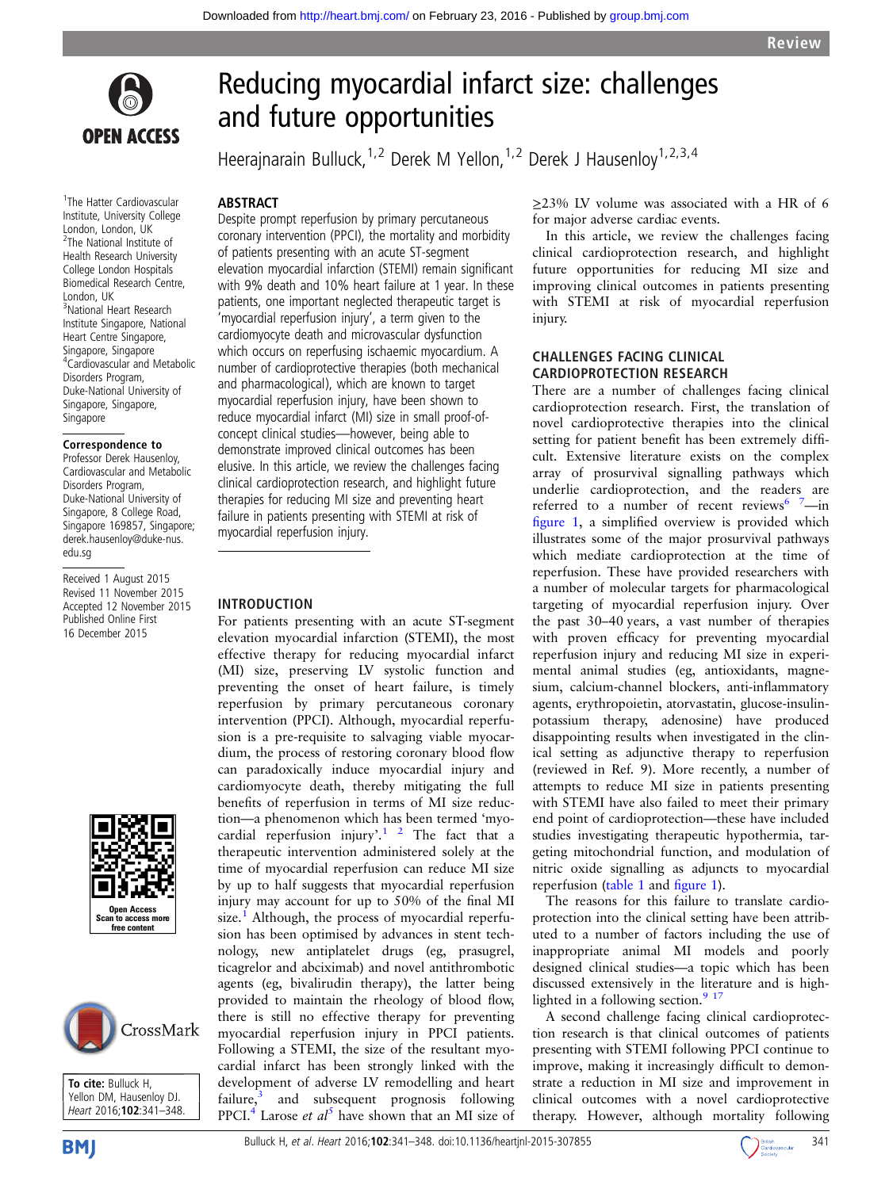# Reducing myocardial infarct size: challenges and future opportunities

Heerajnarain Bulluck,[1,2] Derek M Yellon,[1,2] Derek J Hausenloy[1,2,3,4]

[1]The Hatter Cardiovascular Institute, University College London, London, UK
[2]The National Institute of Health Research University College London Hospitals Biomedical Research Centre, London, UK
[3]National Heart Research Institute Singapore, National Heart Centre Singapore, Singapore, Singapore
[4]Cardiovascular and Metabolic Disorders Program, Duke-National University of Singapore, Singapore, Singapore

**Correspondence to**
Professor Derek Hausenloy, Cardiovascular and Metabolic Disorders Program, Duke-National University of Singapore, 8 College Road, Singapore 169857, Singapore; derek.hausenloy@duke-nus.edu.sg

Received 1 August 2015
Revised 11 November 2015
Accepted 12 November 2015
Published Online First 16 December 2015

**To cite:** Bulluck H, Yellon DM, Hausenloy DJ. *Heart* 2016;**102**:341–348.

## ABSTRACT

Despite prompt reperfusion by primary percutaneous coronary intervention (PPCI), the mortality and morbidity of patients presenting with an acute ST-segment elevation myocardial infarction (STEMI) remain significant with 9% death and 10% heart failure at 1 year. In these patients, one important neglected therapeutic target is 'myocardial reperfusion injury', a term given to the cardiomyocyte death and microvascular dysfunction which occurs on reperfusing ischaemic myocardium. A number of cardioprotective therapies (both mechanical and pharmacological), which are known to target myocardial reperfusion injury, have been shown to reduce myocardial infarct (MI) size in small proof-of-concept clinical studies—however, being able to demonstrate improved clinical outcomes has been elusive. In this article, we review the challenges facing clinical cardioprotection research, and highlight future therapies for reducing MI size and preventing heart failure in patients presenting with STEMI at risk of myocardial reperfusion injury.

## INTRODUCTION

For patients presenting with an acute ST-segment elevation myocardial infarction (STEMI), the most effective therapy for reducing myocardial infarct (MI) size, preserving LV systolic function and preventing the onset of heart failure, is timely reperfusion by primary percutaneous coronary intervention (PPCI). Although, myocardial reperfusion is a pre-requisite to salvaging viable myocardium, the process of restoring coronary blood flow can paradoxically induce myocardial injury and cardiomyocyte death, thereby mitigating the full benefits of reperfusion in terms of MI size reduction—a phenomenon which has been termed 'myocardial reperfusion injury'.[1,2] The fact that a therapeutic intervention administered solely at the time of myocardial reperfusion can reduce MI size by up to half suggests that myocardial reperfusion injury may account for up to 50% of the final MI size.[1] Although, the process of myocardial reperfusion has been optimised by advances in stent technology, new antiplatelet drugs (eg, prasugrel, ticagrelor and abciximab) and novel antithrombotic agents (eg, bivalirudin therapy), the latter being provided to maintain the rheology of blood flow, there is still no effective therapy for preventing myocardial reperfusion injury in PPCI patients. Following a STEMI, the size of the resultant myocardial infarct has been strongly linked with the development of adverse LV remodelling and heart failure,[3] and subsequent prognosis following PPCI.[4] Larose *et al*[5] have shown that an MI size of ≥23% LV volume was associated with a HR of 6 for major adverse cardiac events.

In this article, we review the challenges facing clinical cardioprotection research, and highlight future opportunities for reducing MI size and improving clinical outcomes in patients presenting with STEMI at risk of myocardial reperfusion injury.

## CHALLENGES FACING CLINICAL CARDIOPROTECTION RESEARCH

There are a number of challenges facing clinical cardioprotection research. First, the translation of novel cardioprotective therapies into the clinical setting for patient benefit has been extremely difficult. Extensive literature exists on the complex array of prosurvival signalling pathways which underlie cardioprotection, and the readers are referred to a number of recent reviews[6,7]—in figure 1, a simplified overview is provided which illustrates some of the major prosurvival pathways which mediate cardioprotection at the time of reperfusion. These have provided researchers with a number of molecular targets for pharmacological targeting of myocardial reperfusion injury. Over the past 30–40 years, a vast number of therapies with proven efficacy for preventing myocardial reperfusion injury and reducing MI size in experimental animal studies (eg, antioxidants, magnesium, calcium-channel blockers, anti-inflammatory agents, erythropoietin, atorvastatin, glucose-insulin-potassium therapy, adenosine) have produced disappointing results when investigated in the clinical setting as adjunctive therapy to reperfusion (reviewed in Ref. 9). More recently, a number of attempts to reduce MI size in patients presenting with STEMI have also failed to meet their primary end point of cardioprotection—these have included studies investigating therapeutic hypothermia, targeting mitochondrial function, and modulation of nitric oxide signalling as adjuncts to myocardial reperfusion (table 1 and figure 1).

The reasons for this failure to translate cardioprotection into the clinical setting have been attributed to a number of factors including the use of inappropriate animal MI models and poorly designed clinical studies—a topic which has been discussed extensively in the literature and is highlighted in a following section.[9,17]

A second challenge facing clinical cardioprotection research is that clinical outcomes of patients presenting with STEMI following PPCI continue to improve, making it increasingly difficult to demonstrate a reduction in MI size and improvement in clinical outcomes with a novel cardioprotective therapy. However, although mortality following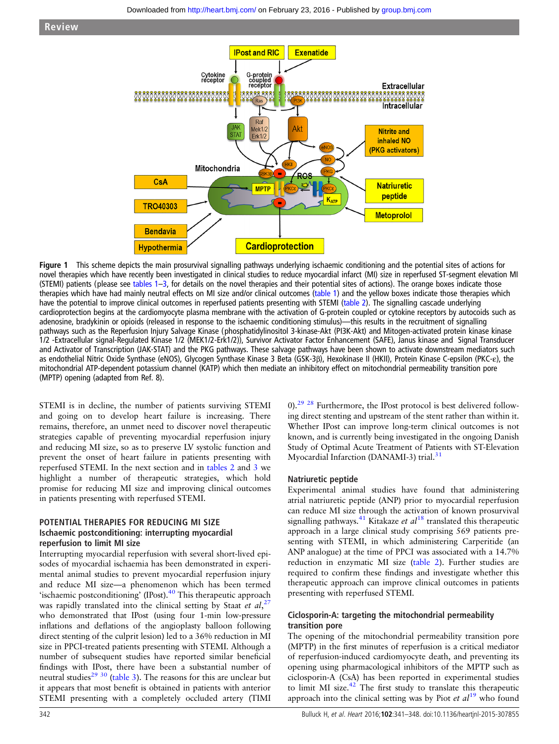Figure 1 This scheme depicts the main prosurvival signalling pathways underlying ischaemic conditioning and the potential sites of actions for novel therapies which have recently been investigated in clinical studies to reduce myocardial infarct (MI) size in reperfused ST-segment elevation MI (STEMI) patients (please see tables 1–3, for details on the novel therapies and their potential sites of actions). The orange boxes indicate those therapies which have had mainly neutral effects on MI size and/or clinical outcomes (table 1) and the yellow boxes indicate those therapies which have the potential to improve clinical outcomes in reperfused patients presenting with STEMI (table 2). The signalling cascade underlying cardioprotection begins at the cardiomyocyte plasma membrane with the activation of G-protein coupled or cytokine receptors by autocoids such as adenosine, bradykinin or opioids (released in response to the ischaemic conditioning stimulus)—this results in the recruitment of signalling pathways such as the Reperfusion Injury Salvage Kinase (phosphatidylinositol 3-kinase-Akt (PI3K-Akt) and Mitogen-activated protein kinase kinase 1/2 -Extracellular signal-Regulated Kinase 1/2 (MEK1/2-Erk1/2)), Survivor Activator Factor Enhancement (SAFE), Janus kinase and Signal Transducer and Activator of Transcription (JAK-STAT) and the PKG pathways. These salvage pathways have been shown to activate downstream mediators such as endothelial Nitric Oxide Synthase (eNOS), Glycogen Synthase Kinase 3 Beta (GSK-3β), Hexokinase II (HKII), Protein Kinase C-epsilon (PKC-ε), the mitochondrial ATP-dependent potassium channel (KATP) which then mediate an inhibitory effect on mitochondrial permeability transition pore (MPTP) opening (adapted from Ref. 8).

STEMI is in decline, the number of patients surviving STEMI and going on to develop heart failure is increasing. There remains, therefore, an unmet need to discover novel therapeutic strategies capable of preventing myocardial reperfusion injury and reducing MI size, so as to preserve LV systolic function and prevent the onset of heart failure in patients presenting with reperfused STEMI. In the next section and in tables 2 and 3 we highlight a number of therapeutic strategies, which hold promise for reducing MI size and improving clinical outcomes in patients presenting with reperfused STEMI.

## POTENTIAL THERAPIES FOR REDUCING MI SIZE

### Ischaemic postconditioning: interrupting myocardial reperfusion to limit MI size

Interrupting myocardial reperfusion with several short-lived episodes of myocardial ischaemia has been demonstrated in experimental animal studies to prevent myocardial reperfusion injury and reduce MI size—a phenomenon which has been termed 'ischaemic postconditioning' (IPost).[40] This therapeutic approach was rapidly translated into the clinical setting by Staat *et al*,[27] who demonstrated that IPost (using four 1-min low-pressure inflations and deflations of the angioplasty balloon following direct stenting of the culprit lesion) led to a 36% reduction in MI size in PPCI-treated patients presenting with STEMI. Although a number of subsequent studies have reported similar beneficial findings with IPost, there have been a substantial number of neutral studies[29,30] (table 3). The reasons for this are unclear but it appears that most benefit is obtained in patients with anterior STEMI presenting with a completely occluded artery (TIMI 0).[29,28] Furthermore, the IPost protocol is best delivered following direct stenting and upstream of the stent rather than within it. Whether IPost can improve long-term clinical outcomes is not known, and is currently being investigated in the ongoing Danish Study of Optimal Acute Treatment of Patients with ST-Elevation Myocardial Infarction (DANAMI-3) trial.[31]

### Natriuretic peptide

Experimental animal studies have found that administering atrial natriuretic peptide (ANP) prior to myocardial reperfusion can reduce MI size through the activation of known prosurvival signalling pathways.[41] Kitakaze *et al*[18] translated this therapeutic approach in a large clinical study comprising 569 patients presenting with STEMI, in which administering Carperitide (an ANP analogue) at the time of PPCI was associated with a 14.7% reduction in enzymatic MI size (table 2). Further studies are required to confirm these findings and investigate whether this therapeutic approach can improve clinical outcomes in patients presenting with reperfused STEMI.

### Ciclosporin-A: targeting the mitochondrial permeability transition pore

The opening of the mitochondrial permeability transition pore (MPTP) in the first minutes of reperfusion is a critical mediator of reperfusion-induced cardiomyocyte death, and preventing its opening using pharmacological inhibitors of the MPTP such as ciclosporin-A (CsA) has been reported in experimental studies to limit MI size.[42] The first study to translate this therapeutic approach into the clinical setting was by Piot *et al*[19] who found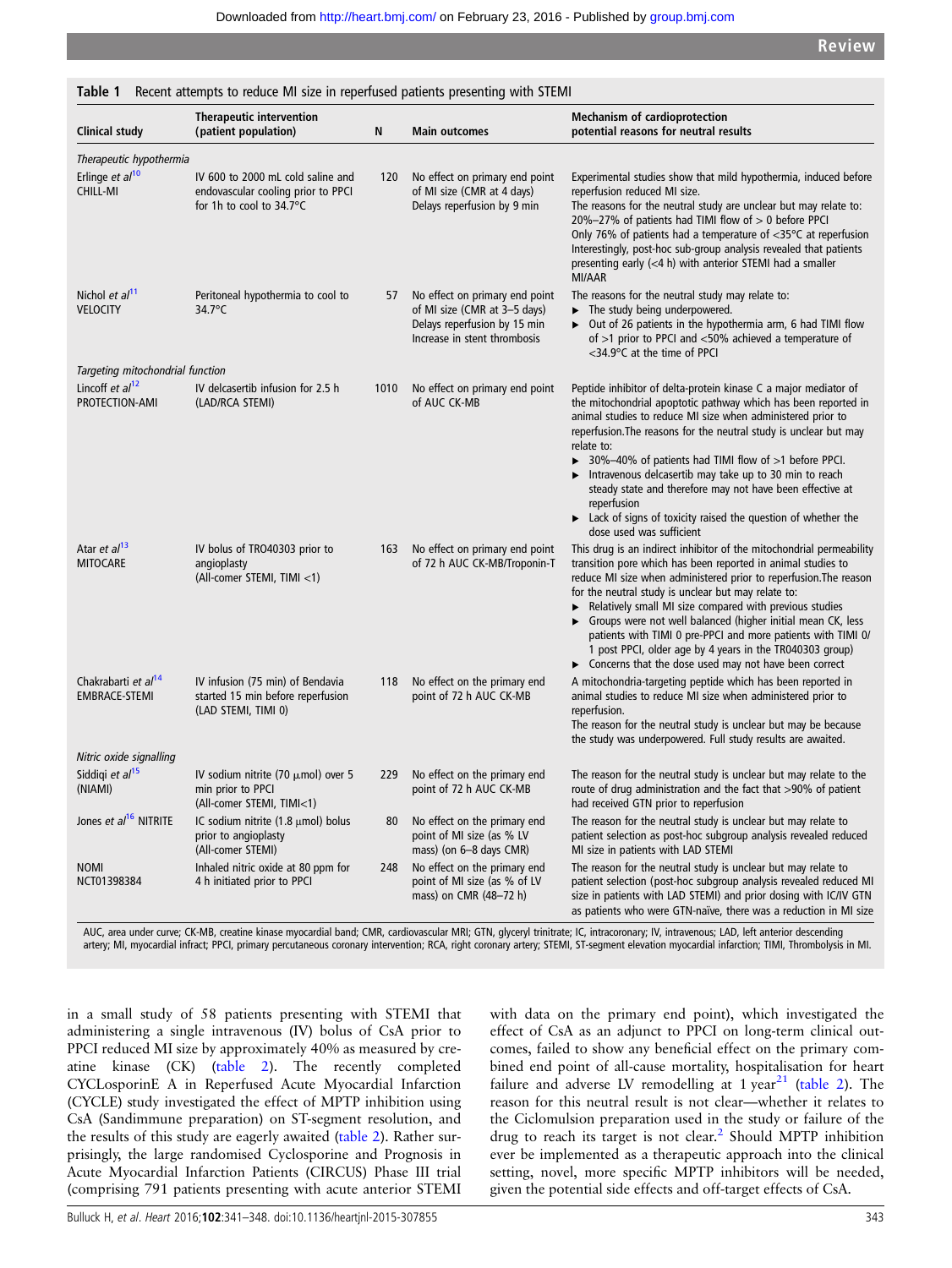**Table 1** Recent attempts to reduce MI size in reperfused patients presenting with STEMI

| Clinical study | Therapeutic intervention (patient population) | N | Main outcomes | Mechanism of cardioprotection potential reasons for neutral results |
|---|---|---|---|---|
| *Therapeutic hypothermia* | | | | |
| Erlinge *et al*[10] CHILL-MI | IV 600 to 2000 mL cold saline and endovascular cooling prior to PPCI for 1h to cool to 34.7°C | 120 | No effect on primary end point of MI size (CMR at 4 days) Delays reperfusion by 9 min | Experimental studies show that mild hypothermia, induced before reperfusion reduced MI size. The reasons for the neutral study are unclear but may relate to: 20%–27% of patients had TIMI flow of > 0 before PPCI Only 76% of patients had a temperature of <35°C at reperfusion Interestingly, post-hoc sub-group analysis revealed that patients presenting early (<4 h) with anterior STEMI had a smaller MI/AAR |
| Nichol *et al*[11] VELOCITY | Peritoneal hypothermia to cool to 34.7°C | 57 | No effect on primary end point of MI size (CMR at 3–5 days) Delays reperfusion by 15 min Increase in stent thrombosis | The reasons for the neutral study may relate to: ▸ The study being underpowered. ▸ Out of 26 patients in the hypothermia arm, 6 had TIMI flow of >1 prior to PPCI and <50% achieved a temperature of <34.9°C at the time of PPCI |
| *Targeting mitochondrial function* | | | | |
| Lincoff *et al*[12] PROTECTION-AMI | IV delcasertib infusion for 2.5 h (LAD/RCA STEMI) | 1010 | No effect on primary end point of AUC CK-MB | Peptide inhibitor of delta-protein kinase C a major mediator of the mitochondrial apoptotic pathway which has been reported in animal studies to reduce MI size when administered prior to reperfusion.The reasons for the neutral study is unclear but may relate to: ▸ 30%–40% of patients had TIMI flow of >1 before PPCI. ▸ Intravenous delcasertib may take up to 30 min to reach steady state and therefore may not have been effective at reperfusion ▸ Lack of signs of toxicity raised the question of whether the dose used was sufficient |
| Atar *et al*[13] MITOCARE | IV bolus of TRO40303 prior to angioplasty (All-comer STEMI, TIMI <1) | 163 | No effect on primary end point of 72 h AUC CK-MB/Troponin-T | This drug is an indirect inhibitor of the mitochondrial permeability transition pore which has been reported in animal studies to reduce MI size when administered prior to reperfusion.The reason for the neutral study is unclear but may relate to: ▸ Relatively small MI size compared with previous studies ▸ Groups were not well balanced (higher initial mean CK, less patients with TIMI 0 pre-PPCI and more patients with TIMI 0/1 post PPCI, older age by 4 years in the TRO40303 group) ▸ Concerns that the dose used may not have been correct |
| Chakrabarti *et al*[14] EMBRACE-STEMI | IV infusion (75 min) of Bendavia started 15 min before reperfusion (LAD STEMI, TIMI 0) | 118 | No effect on the primary end point of 72 h AUC CK-MB | A mitochondria-targeting peptide which has been reported in animal studies to reduce MI size when administered prior to reperfusion. The reason for the neutral study is unclear but may be because the study was underpowered. Full study results are awaited. |
| *Nitric oxide signalling* | | | | |
| Siddiqi *et al*[15] (NIAMI) | IV sodium nitrite (70 μmol) over 5 min prior to PPCI (All-comer STEMI, TIMI<1) | 229 | No effect on the primary end point of 72 h AUC CK-MB | The reason for the neutral study is unclear but may relate to the route of drug administration and the fact that >90% of patient had received GTN prior to reperfusion |
| Jones *et al*[16] NITRITE | IC sodium nitrite (1.8 μmol) bolus prior to angioplasty (All-comer STEMI) | 80 | No effect on the primary end point of MI size (as % LV mass) (on 6–8 days CMR) | The reason for the neutral study is unclear but may relate to patient selection as post-hoc subgroup analysis revealed reduced MI size in patients with LAD STEMI |
| NOMI NCT01398384 | Inhaled nitric oxide at 80 ppm for 4 h initiated prior to PPCI | 248 | No effect on the primary end point of MI size (as % of LV mass) on CMR (48–72 h) | The reason for the neutral study is unclear but may relate to patient selection (post-hoc subgroup analysis revealed reduced MI size in patients with LAD STEMI) and prior dosing with IC/IV GTN as patients who were GTN-naïve, there was a reduction in MI size |

AUC, area under curve; CK-MB, creatine kinase myocardial band; CMR, cardiovascular MRI; GTN, glyceryl trinitrate; IC, intracoronary; IV, intravenous; LAD, left anterior descending artery; MI, myocardial infract; PPCI, primary percutaneous coronary intervention; RCA, right coronary artery; STEMI, ST-segment elevation myocardial infarction; TIMI, Thrombolysis in MI.

in a small study of 58 patients presenting with STEMI that administering a single intravenous (IV) bolus of CsA prior to PPCI reduced MI size by approximately 40% as measured by creatine kinase (CK) (table 2). The recently completed CYCLosporinE A in Reperfused Acute Myocardial Infarction (CYCLE) study investigated the effect of MPTP inhibition using CsA (Sandimmune preparation) on ST-segment resolution, and the results of this study are eagerly awaited (table 2). Rather surprisingly, the large randomised Cyclosporine and Prognosis in Acute Myocardial Infarction Patients (CIRCUS) Phase III trial (comprising 791 patients presenting with acute anterior STEMI with data on the primary end point), which investigated the effect of CsA as an adjunct to PPCI on long-term clinical outcomes, failed to show any beneficial effect on the primary combined end point of all-cause mortality, hospitalisation for heart failure and adverse LV remodelling at 1 year[21] (table 2). The reason for this neutral result is not clear—whether it relates to the Ciclomulsion preparation used in the study or failure of the drug to reach its target is not clear.[2] Should MPTP inhibition ever be implemented as a therapeutic approach into the clinical setting, novel, more specific MPTP inhibitors will be needed, given the potential side effects and off-target effects of CsA.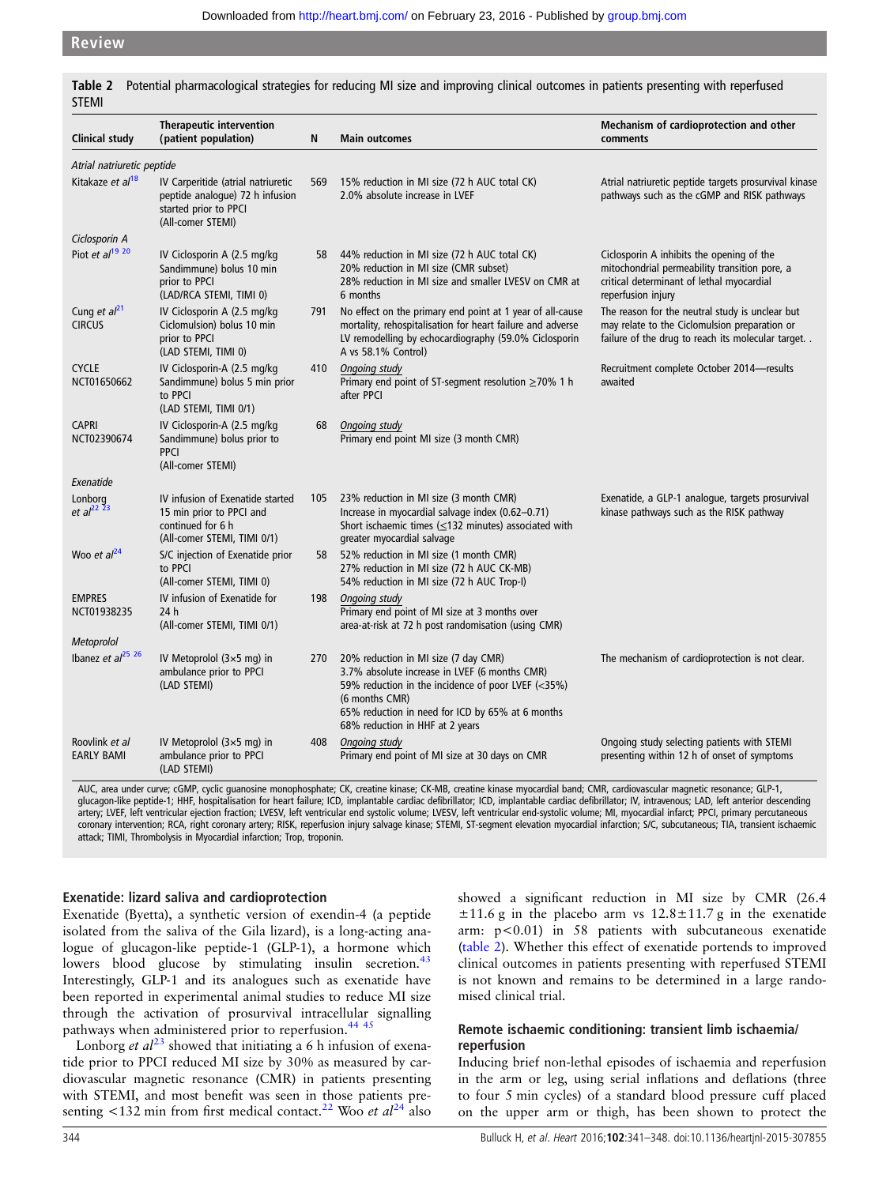**Table 2** Potential pharmacological strategies for reducing MI size and improving clinical outcomes in patients presenting with reperfused STEMI

| Clinical study | Therapeutic intervention (patient population) | N | Main outcomes | Mechanism of cardioprotection and other comments |
|---|---|---|---|---|
| *Atrial natriuretic peptide* | | | | |
| Kitakaze *et al*[18] | IV Carperitide (atrial natriuretic peptide analogue) 72 h infusion started prior to PPCI (All-comer STEMI) | 569 | 15% reduction in MI size (72 h AUC total CK)<br>2.0% absolute increase in LVEF | Atrial natriuretic peptide targets prosurvival kinase pathways such as the cGMP and RISK pathways |
| *Ciclosporin A* | | | | |
| Piot *et al*[19 20] | IV Ciclosporin A (2.5 mg/kg Sandimmune) bolus 10 min prior to PPCI (LAD/RCA STEMI, TIMI 0) | 58 | 44% reduction in MI size (72 h AUC total CK)<br>20% reduction in MI size (CMR subset)<br>28% reduction in MI size and smaller LVESV on CMR at 6 months | Ciclosporin A inhibits the opening of the mitochondrial permeability transition pore, a critical determinant of lethal myocardial reperfusion injury |
| Cung *et al*[21] CIRCUS | IV Ciclosporin A (2.5 mg/kg Ciclomulsion) bolus 10 min prior to PPCI (LAD STEMI, TIMI 0) | 791 | No effect on the primary end point at 1 year of all-cause mortality, rehospitalisation for heart failure and adverse LV remodelling by echocardiography (59.0% Ciclosporin A vs 58.1% Control) | The reason for the neutral study is unclear but may relate to the Ciclomulsion preparation or failure of the drug to reach its molecular target. . |
| CYCLE NCT01650662 | IV Ciclosporin-A (2.5 mg/kg Sandimmune) bolus 5 min prior to PPCI (LAD STEMI, TIMI 0/1) | 410 | <u>Ongoing study</u><br>Primary end point of ST-segment resolution ≥70% 1 h after PPCI | Recruitment complete October 2014—results awaited |
| CAPRI NCT02390674 | IV Ciclosporin-A (2.5 mg/kg Sandimmune) bolus prior to PPCI (All-comer STEMI) | 68 | <u>Ongoing study</u><br>Primary end point MI size (3 month CMR) | |
| *Exenatide* | | | | |
| Lonborg *et al*[22 23] | IV infusion of Exenatide started 15 min prior to PPCI and continued for 6 h (All-comer STEMI, TIMI 0/1) | 105 | 23% reduction in MI size (3 month CMR)<br>Increase in myocardial salvage index (0.62–0.71)<br>Short ischaemic times (≤132 minutes) associated with greater myocardial salvage | Exenatide, a GLP-1 analogue, targets prosurvival kinase pathways such as the RISK pathway |
| Woo *et al*[24] | S/C injection of Exenatide prior to PPCI (All-comer STEMI, TIMI 0) | 58 | 52% reduction in MI size (1 month CMR)<br>27% reduction in MI size (72 h AUC CK-MB)<br>54% reduction in MI size (72 h AUC Trop-I) | |
| EMPRES NCT01938235 | IV infusion of Exenatide for 24 h (All-comer STEMI, TIMI 0/1) | 198 | <u>Ongoing study</u><br>Primary end point of MI size at 3 months over area-at-risk at 72 h post randomisation (using CMR) | |
| *Metoprolol* | | | | |
| Ibanez *et al*[25 26] | IV Metoprolol (3×5 mg) in ambulance prior to PPCI (LAD STEMI) | 270 | 20% reduction in MI size (7 day CMR)<br>3.7% absolute increase in LVEF (6 months CMR)<br>59% reduction in the incidence of poor LVEF (<35%) (6 months CMR)<br>65% reduction in need for ICD by 65% at 6 months<br>68% reduction in HHF at 2 years | The mechanism of cardioprotection is not clear. |
| Roovlink *et al* EARLY BAMI | IV Metoprolol (3×5 mg) in ambulance prior to PPCI (LAD STEMI) | 408 | <u>Ongoing study</u><br>Primary end point of MI size at 30 days on CMR | Ongoing study selecting patients with STEMI presenting within 12 h of onset of symptoms |

AUC, area under curve; cGMP, cyclic guanosine monophosphate; CK, creatine kinase; CK-MB, creatine kinase myocardial band; CMR, cardiovascular magnetic resonance; GLP-1, glucagon-like peptide-1; HHF, hospitalisation for heart failure; ICD, implantable cardiac defibrillator; ICD, implantable cardiac defibrillator; IV, intravenous; LAD, left anterior descending artery; LVEF, left ventricular ejection fraction; LVESV, left ventricular end systolic volume; LVESV, left ventricular end-systolic volume; MI, myocardial infarct; PPCI, primary percutaneous coronary intervention; RCA, right coronary artery; RISK, reperfusion injury salvage kinase; STEMI, ST-segment elevation myocardial infarction; S/C, subcutaneous; TIA, transient ischaemic attack; TIMI, Thrombolysis in Myocardial infarction; Trop, troponin.

### Exenatide: lizard saliva and cardioprotection

Exenatide (Byetta), a synthetic version of exendin-4 (a peptide isolated from the saliva of the Gila lizard), is a long-acting analogue of glucagon-like peptide-1 (GLP-1), a hormone which lowers blood glucose by stimulating insulin secretion.[43] Interestingly, GLP-1 and its analogues such as exenatide have been reported in experimental animal studies to reduce MI size through the activation of prosurvival intracellular signalling pathways when administered prior to reperfusion.[44 45]

Lonborg *et al*[23] showed that initiating a 6 h infusion of exenatide prior to PPCI reduced MI size by 30% as measured by cardiovascular magnetic resonance (CMR) in patients presenting with STEMI, and most benefit was seen in those patients presenting <132 min from first medical contact.[22] Woo *et al*[24] also showed a significant reduction in MI size by CMR (26.4 ±11.6 g in the placebo arm vs 12.8±11.7 g in the exenatide arm: $p<0.01$) in 58 patients with subcutaneous exenatide (table 2). Whether this effect of exenatide portends to improved clinical outcomes in patients presenting with reperfused STEMI is not known and remains to be determined in a large randomised clinical trial.

### Remote ischaemic conditioning: transient limb ischaemia/reperfusion

Inducing brief non-lethal episodes of ischaemia and reperfusion in the arm or leg, using serial inflations and deflations (three to four 5 min cycles) of a standard blood pressure cuff placed on the upper arm or thigh, has been shown to protect the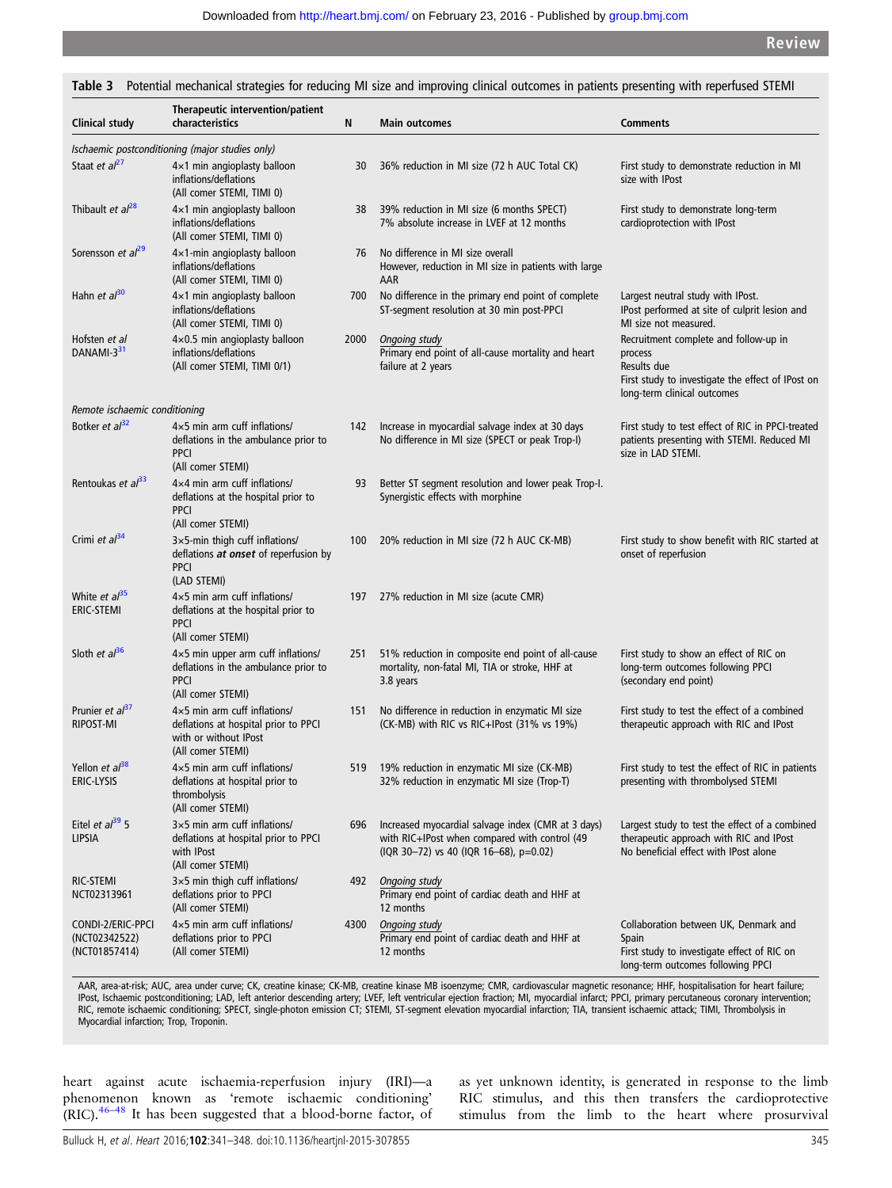**Table 3** Potential mechanical strategies for reducing MI size and improving clinical outcomes in patients presenting with reperfused STEMI

| Clinical study | Therapeutic intervention/patient characteristics | N | Main outcomes | Comments |
|---|---|---|---|---|
| *Ischaemic postconditioning (major studies only)* | | | | |
| Staat *et al*[27] | 4×1 min angioplasty balloon inflations/deflations (All comer STEMI, TIMI 0) | 30 | 36% reduction in MI size (72 h AUC Total CK) | First study to demonstrate reduction in MI size with IPost |
| Thibault *et al*[28] | 4×1 min angioplasty balloon inflations/deflations (All comer STEMI, TIMI 0) | 38 | 39% reduction in MI size (6 months SPECT) 7% absolute increase in LVEF at 12 months | First study to demonstrate long-term cardioprotection with IPost |
| Sorensson *et al*[29] | 4×1-min angioplasty balloon inflations/deflations (All comer STEMI, TIMI 0) | 76 | No difference in MI size overall However, reduction in MI size in patients with large AAR | |
| Hahn *et al*[30] | 4×1 min angioplasty balloon inflations/deflations (All comer STEMI, TIMI 0) | 700 | No difference in the primary end point of complete ST-segment resolution at 30 min post-PPCI | Largest neutral study with IPost. IPost performed at site of culprit lesion and MI size not measured. |
| Hofsten *et al* DANAMI-3[31] | 4×0.5 min angioplasty balloon inflations/deflations (All comer STEMI, TIMI 0/1) | 2000 | *Ongoing study* Primary end point of all-cause mortality and heart failure at 2 years | Recruitment complete and follow-up in process Results due First study to investigate the effect of IPost on long-term clinical outcomes |
| *Remote ischaemic conditioning* | | | | |
| Botker *et al*[32] | 4×5 min arm cuff inflations/ deflations in the ambulance prior to PPCI (All comer STEMI) | 142 | Increase in myocardial salvage index at 30 days No difference in MI size (SPECT or peak Trop-I) | First study to test effect of RIC in PPCI-treated patients presenting with STEMI. Reduced MI size in LAD STEMI. |
| Rentoukas *et al*[33] | 4×4 min arm cuff inflations/ deflations at the hospital prior to PPCI (All comer STEMI) | 93 | Better ST segment resolution and lower peak Trop-I. Synergistic effects with morphine | |
| Crimi *et al*[34] | 3×5-min thigh cuff inflations/ deflations ***at onset*** of reperfusion by PPCI (LAD STEMI) | 100 | 20% reduction in MI size (72 h AUC CK-MB) | First study to show benefit with RIC started at onset of reperfusion |
| White *et al*[35] ERIC-STEMI | 4×5 min arm cuff inflations/ deflations at the hospital prior to PPCI (All comer STEMI) | 197 | 27% reduction in MI size (acute CMR) | |
| Sloth *et al*[36] | 4×5 min upper arm cuff inflations/ deflations in the ambulance prior to PPCI (All comer STEMI) | 251 | 51% reduction in composite end point of all-cause mortality, non-fatal MI, TIA or stroke, HHF at 3.8 years | First study to show an effect of RIC on long-term outcomes following PPCI (secondary end point) |
| Prunier *et al*[37] RIPOST-MI | 4×5 min arm cuff inflations/ deflations at hospital prior to PPCI with or without IPost (All comer STEMI) | 151 | No difference in reduction in enzymatic MI size (CK-MB) with RIC vs RIC+IPost (31% vs 19%) | First study to test the effect of a combined therapeutic approach with RIC and IPost |
| Yellon *et al*[38] ERIC-LYSIS | 4×5 min arm cuff inflations/ deflations at hospital prior to thrombolysis (All comer STEMI) | 519 | 19% reduction in enzymatic MI size (CK-MB) 32% reduction in enzymatic MI size (Trop-T) | First study to test the effect of RIC in patients presenting with thrombolysed STEMI |
| Eitel *et al*[39] 5 LIPSIA | 3×5 min arm cuff inflations/ deflations at hospital prior to PPCI with IPost (All comer STEMI) | 696 | Increased myocardial salvage index (CMR at 3 days) with RIC+IPost when compared with control (49 (IQR 30–72) vs 40 (IQR 16–68), p=0.02) | Largest study to test the effect of a combined therapeutic approach with RIC and IPost No beneficial effect with IPost alone |
| RIC-STEMI NCT02313961 | 3×5 min thigh cuff inflations/ deflations prior to PPCI (All comer STEMI) | 492 | *Ongoing study* Primary end point of cardiac death and HHF at 12 months | |
| CONDI-2/ERIC-PPCI (NCT02342522) (NCT01857414) | 4×5 min arm cuff inflations/ deflations prior to PPCI (All comer STEMI) | 4300 | *Ongoing study* Primary end point of cardiac death and HHF at 12 months | Collaboration between UK, Denmark and Spain First study to investigate effect of RIC on long-term outcomes following PPCI |

AAR, area-at-risk; AUC, area under curve; CK, creatine kinase; CK-MB, creatine kinase MB isoenzyme; CMR, cardiovascular magnetic resonance; HHF, hospitalisation for heart failure; IPost, Ischaemic postconditioning; LAD, left anterior descending artery; LVEF, left ventricular ejection fraction; MI, myocardial infarct; PPCI, primary percutaneous coronary intervention; RIC, remote ischaemic conditioning; SPECT, single-photon emission CT; STEMI, ST-segment elevation myocardial infarction; TIA, transient ischaemic attack; TIMI, Thrombolysis in Myocardial infarction; Trop, Troponin.

heart against acute ischaemia-reperfusion injury (IRI)—a phenomenon known as 'remote ischaemic conditioning' (RIC).[46–48] It has been suggested that a blood-borne factor, of as yet unknown identity, is generated in response to the limb RIC stimulus, and this then transfers the cardioprotective stimulus from the limb to the heart where prosurvival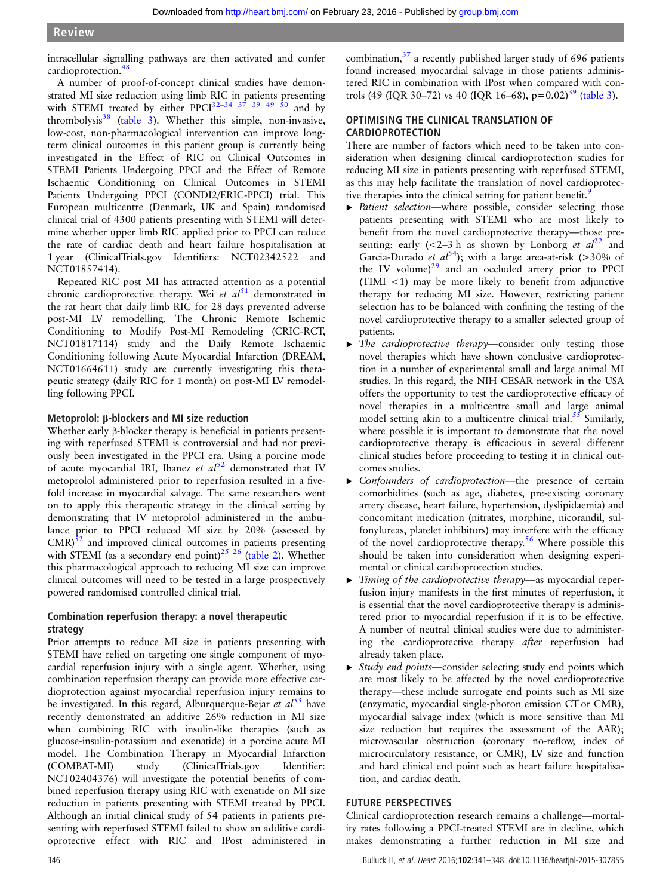intracellular signalling pathways are then activated and confer cardioprotection.[48]

A number of proof-of-concept clinical studies have demonstrated MI size reduction using limb RIC in patients presenting with STEMI treated by either PPCI[32–34 37 39 49 50] and by thrombolysis[38] (table 3). Whether this simple, non-invasive, low-cost, non-pharmacological intervention can improve long-term clinical outcomes in this patient group is currently being investigated in the Effect of RIC on Clinical Outcomes in STEMI Patients Undergoing PPCI and the Effect of Remote Ischaemic Conditioning on Clinical Outcomes in STEMI Patients Undergoing PPCI (CONDI2/ERIC-PPCI) trial. This European multicentre (Denmark, UK and Spain) randomised clinical trial of 4300 patients presenting with STEMI will determine whether upper limb RIC applied prior to PPCI can reduce the rate of cardiac death and heart failure hospitalisation at 1 year (ClinicalTrials.gov Identifiers: NCT02342522 and NCT01857414).

Repeated RIC post MI has attracted attention as a potential chronic cardioprotective therapy. Wei *et al*[51] demonstrated in the rat heart that daily limb RIC for 28 days prevented adverse post-MI LV remodelling. The Chronic Remote Ischemic Conditioning to Modify Post-MI Remodeling (CRIC-RCT, NCT01817114) study and the Daily Remote Ischaemic Conditioning following Acute Myocardial Infarction (DREAM, NCT01664611) study are currently investigating this therapeutic strategy (daily RIC for 1 month) on post-MI LV remodelling following PPCI.

### Metoprolol: β-blockers and MI size reduction

Whether early β-blocker therapy is beneficial in patients presenting with reperfused STEMI is controversial and had not previously been investigated in the PPCI era. Using a porcine mode of acute myocardial IRI, Ibanez *et al*[52] demonstrated that IV metoprolol administered prior to reperfusion resulted in a five-fold increase in myocardial salvage. The same researchers went on to apply this therapeutic strategy in the clinical setting by demonstrating that IV metoprolol administered in the ambulance prior to PPCI reduced MI size by 20% (assessed by CMR)[52] and improved clinical outcomes in patients presenting with STEMI (as a secondary end point)[25 26] (table 2). Whether this pharmacological approach to reducing MI size can improve clinical outcomes will need to be tested in a large prospectively powered randomised controlled clinical trial.

### Combination reperfusion therapy: a novel therapeutic strategy

Prior attempts to reduce MI size in patients presenting with STEMI have relied on targeting one single component of myocardial reperfusion injury with a single agent. Whether, using combination reperfusion therapy can provide more effective cardioprotection against myocardial reperfusion injury remains to be investigated. In this regard, Alburquerque-Bejar *et al*[53] have recently demonstrated an additive 26% reduction in MI size when combining RIC with insulin-like therapies (such as glucose-insulin-potassium and exenatide) in a porcine acute MI model. The Combination Therapy in Myocardial Infarction (COMBAT-MI) study (ClinicalTrials.gov Identifier: NCT02404376) will investigate the potential benefits of combined reperfusion therapy using RIC with exenatide on MI size reduction in patients presenting with STEMI treated by PPCI. Although an initial clinical study of 54 patients in patients presenting with reperfused STEMI failed to show an additive cardioprotective effect with RIC and IPost administered in combination,[37] a recently published larger study of 696 patients found increased myocardial salvage in those patients administered RIC in combination with IPost when compared with controls (49 (IQR 30–72) vs 40 (IQR 16–68), p=0.02)[39] (table 3).

## OPTIMISING THE CLINICAL TRANSLATION OF CARDIOPROTECTION

There are number of factors which need to be taken into consideration when designing clinical cardioprotection studies for reducing MI size in patients presenting with reperfused STEMI, as this may help facilitate the translation of novel cardioprotective therapies into the clinical setting for patient benefit.[9]

- *Patient selection*—where possible, consider selecting those patients presenting with STEMI who are most likely to benefit from the novel cardioprotective therapy—those presenting: early (<2–3 h as shown by Lonborg *et al*[22] and Garcia-Dorado *et al*[54]); with a large area-at-risk (>30% of the LV volume)[29] and an occluded artery prior to PPCI (TIMI <1) may be more likely to benefit from adjunctive therapy for reducing MI size. However, restricting patient selection has to be balanced with confining the testing of the novel cardioprotective therapy to a smaller selected group of patients.
- *The cardioprotective therapy*—consider only testing those novel therapies which have shown conclusive cardioprotection in a number of experimental small and large animal MI studies. In this regard, the NIH CESAR network in the USA offers the opportunity to test the cardioprotective efficacy of novel therapies in a multicentre small and large animal model setting akin to a multicentre clinical trial.[55] Similarly, where possible it is important to demonstrate that the novel cardioprotective therapy is efficacious in several different clinical studies before proceeding to testing it in clinical outcomes studies.
- *Confounders of cardioprotection*—the presence of certain comorbidities (such as age, diabetes, pre-existing coronary artery disease, heart failure, hypertension, dyslipidaemia) and concomitant medication (nitrates, morphine, nicorandil, sulfonylureas, platelet inhibitors) may interfere with the efficacy of the novel cardioprotective therapy.[56] Where possible this should be taken into consideration when designing experimental or clinical cardioprotection studies.
- *Timing of the cardioprotective therapy*—as myocardial reperfusion injury manifests in the first minutes of reperfusion, it is essential that the novel cardioprotective therapy is administered prior to myocardial reperfusion if it is to be effective. A number of neutral clinical studies were due to administering the cardioprotective therapy *after* reperfusion had already taken place.
- *Study end points*—consider selecting study end points which are most likely to be affected by the novel cardioprotective therapy—these include surrogate end points such as MI size (enzymatic, myocardial single-photon emission CT or CMR), myocardial salvage index (which is more sensitive than MI size reduction but requires the assessment of the AAR); microvascular obstruction (coronary no-reflow, index of microcirculatory resistance, or CMR), LV size and function and hard clinical end point such as heart failure hospitalisation, and cardiac death.

## FUTURE PERSPECTIVES

Clinical cardioprotection research remains a challenge—mortality rates following a PPCI-treated STEMI are in decline, which makes demonstrating a further reduction in MI size and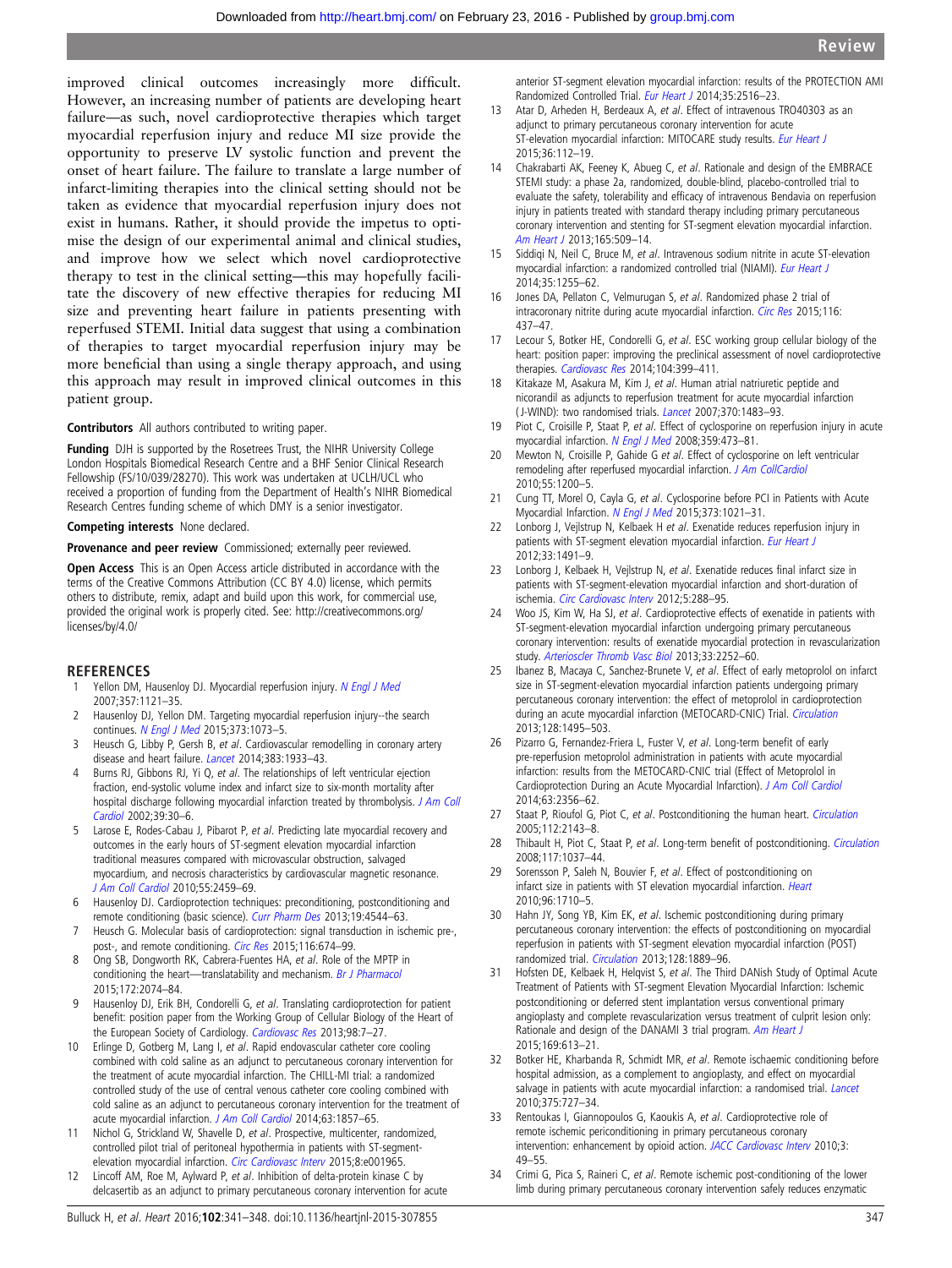improved clinical outcomes increasingly more difficult. However, an increasing number of patients are developing heart failure—as such, novel cardioprotective therapies which target myocardial reperfusion injury and reduce MI size provide the opportunity to preserve LV systolic function and prevent the onset of heart failure. The failure to translate a large number of infarct-limiting therapies into the clinical setting should not be taken as evidence that myocardial reperfusion injury does not exist in humans. Rather, it should provide the impetus to optimise the design of our experimental animal and clinical studies, and improve how we select which novel cardioprotective therapy to test in the clinical setting—this may hopefully facilitate the discovery of new effective therapies for reducing MI size and preventing heart failure in patients presenting with reperfused STEMI. Initial data suggest that using a combination of therapies to target myocardial reperfusion injury may be more beneficial than using a single therapy approach, and using this approach may result in improved clinical outcomes in this patient group.

**Contributors** All authors contributed to writing paper.

**Funding** DJH is supported by the Rosetrees Trust, the NIHR University College London Hospitals Biomedical Research Centre and a BHF Senior Clinical Research Fellowship (FS/10/039/28270). This work was undertaken at UCLH/UCL who received a proportion of funding from the Department of Health's NIHR Biomedical Research Centres funding scheme of which DMY is a senior investigator.

**Competing interests** None declared.

**Provenance and peer review** Commissioned; externally peer reviewed.

**Open Access** This is an Open Access article distributed in accordance with the terms of the Creative Commons Attribution (CC BY 4.0) license, which permits others to distribute, remix, adapt and build upon this work, for commercial use, provided the original work is properly cited. See: http://creativecommons.org/licenses/by/4.0/

## REFERENCES

1. Yellon DM, Hausenloy DJ. Myocardial reperfusion injury. *N Engl J Med* 2007;357:1121–35.
2. Hausenloy DJ, Yellon DM. Targeting myocardial reperfusion injury--the search continues. *N Engl J Med* 2015;373:1073–5.
3. Heusch G, Libby P, Gersh B, *et al*. Cardiovascular remodelling in coronary artery disease and heart failure. *Lancet* 2014;383:1933–43.
4. Burns RJ, Gibbons RJ, Yi Q, *et al*. The relationships of left ventricular ejection fraction, end-systolic volume index and infarct size to six-month mortality after hospital discharge following myocardial infarction treated by thrombolysis. *J Am Coll Cardiol* 2002;39:30–6.
5. Larose E, Rodes-Cabau J, Pibarot P, *et al*. Predicting late myocardial recovery and outcomes in the early hours of ST-segment elevation myocardial infarction traditional measures compared with microvascular obstruction, salvaged myocardium, and necrosis characteristics by cardiovascular magnetic resonance. *J Am Coll Cardiol* 2010;55:2459–69.
6. Hausenloy DJ. Cardioprotection techniques: preconditioning, postconditioning and remote conditioning (basic science). *Curr Pharm Des* 2013;19:4544–63.
7. Heusch G. Molecular basis of cardioprotection: signal transduction in ischemic pre-, post-, and remote conditioning. *Circ Res* 2015;116:674–99.
8. Ong SB, Dongworth RK, Cabrera-Fuentes HA, *et al*. Role of the MPTP in conditioning the heart—translatability and mechanism. *Br J Pharmacol* 2015;172:2074–84.
9. Hausenloy DJ, Erik BH, Condorelli G, *et al*. Translating cardioprotection for patient benefit: position paper from the Working Group of Cellular Biology of the Heart of the European Society of Cardiology. *Cardiovasc Res* 2013;98:7–27.
10. Erlinge D, Gotberg M, Lang I, *et al*. Rapid endovascular catheter core cooling combined with cold saline as an adjunct to percutaneous coronary intervention for the treatment of acute myocardial infarction. The CHILL-MI trial: a randomized controlled study of the use of central venous catheter core cooling combined with cold saline as an adjunct to percutaneous coronary intervention for the treatment of acute myocardial infarction. *J Am Coll Cardiol* 2014;63:1857–65.
11. Nichol G, Strickland W, Shavelle D, *et al*. Prospective, multicenter, randomized, controlled pilot trial of peritoneal hypothermia in patients with ST-segment-elevation myocardial infarction. *Circ Cardiovasc Interv* 2015;8:e001965.
12. Lincoff AM, Roe M, Aylward P, *et al*. Inhibition of delta-protein kinase C by delcasertib as an adjunct to primary percutaneous coronary intervention for acute anterior ST-segment elevation myocardial infarction: results of the PROTECTION AMI Randomized Controlled Trial. *Eur Heart J* 2014;35:2516–23.
13. Atar D, Arheden H, Berdeaux A, *et al*. Effect of intravenous TRO40303 as an adjunct to primary percutaneous coronary intervention for acute ST-elevation myocardial infarction: MITOCARE study results. *Eur Heart J* 2015;36:112–19.
14. Chakrabarti AK, Feeney K, Abueg C, *et al*. Rationale and design of the EMBRACE STEMI study: a phase 2a, randomized, double-blind, placebo-controlled trial to evaluate the safety, tolerability and efficacy of intravenous Bendavia on reperfusion injury in patients treated with standard therapy including primary percutaneous coronary intervention and stenting for ST-segment elevation myocardial infarction. *Am Heart J* 2013;165:509–14.
15. Siddiqi N, Neil C, Bruce M, *et al*. Intravenous sodium nitrite in acute ST-elevation myocardial infarction: a randomized controlled trial (NIAMI). *Eur Heart J* 2014;35:1255–62.
16. Jones DA, Pellaton C, Velmurugan S, *et al*. Randomized phase 2 trial of intracoronary nitrite during acute myocardial infarction. *Circ Res* 2015;116:437–47.
17. Lecour S, Botker HE, Condorelli G, *et al*. ESC working group cellular biology of the heart: position paper: improving the preclinical assessment of novel cardioprotective therapies. *Cardiovasc Res* 2014;104:399–411.
18. Kitakaze M, Asakura M, Kim J, *et al*. Human atrial natriuretic peptide and nicorandil as adjuncts to reperfusion treatment for acute myocardial infarction (J-WIND): two randomised trials. *Lancet* 2007;370:1483–93.
19. Piot C, Croisille P, Staat P, *et al*. Effect of cyclosporine on reperfusion injury in acute myocardial infarction. *N Engl J Med* 2008;359:473–81.
20. Mewton N, Croisille P, Gahide G *et al*. Effect of cyclosporine on left ventricular remodeling after reperfused myocardial infarction. *J Am CollCardiol* 2010;55:1200–5.
21. Cung TT, Morel O, Cayla G, *et al*. Cyclosporine before PCI in Patients with Acute Myocardial Infarction. *N Engl J Med* 2015;373:1021–31.
22. Lonborg J, Vejlstrup N, Kelbaek H *et al*. Exenatide reduces reperfusion injury in patients with ST-segment elevation myocardial infarction. *Eur Heart J* 2012;33:1491–9.
23. Lonborg J, Kelbaek H, Vejlstrup N, *et al*. Exenatide reduces final infarct size in patients with ST-segment-elevation myocardial infarction and short-duration of ischemia. *Circ Cardiovasc Interv* 2012;5:288–95.
24. Woo JS, Kim W, Ha SJ, *et al*. Cardioprotective effects of exenatide in patients with ST-segment-elevation myocardial infarction undergoing primary percutaneous coronary intervention: results of exenatide myocardial protection in revascularization study. *Arterioscler Thromb Vasc Biol* 2013;33:2252–60.
25. Ibanez B, Macaya C, Sanchez-Brunete V, *et al*. Effect of early metoprolol on infarct size in ST-segment-elevation myocardial infarction patients undergoing primary percutaneous coronary intervention: the effect of metoprolol in cardioprotection during an acute myocardial infarction (METOCARD-CNIC) Trial. *Circulation* 2013;128:1495–503.
26. Pizarro G, Fernandez-Friera L, Fuster V, *et al*. Long-term benefit of early pre-reperfusion metoprolol administration in patients with acute myocardial infarction: results from the METOCARD-CNIC trial (Effect of Metoprolol in Cardioprotection During an Acute Myocardial Infarction). *J Am Coll Cardiol* 2014;63:2356–62.
27. Staat P, Rioufol G, Piot C, *et al*. Postconditioning the human heart. *Circulation* 2005;112:2143–8.
28. Thibault H, Piot C, Staat P, *et al*. Long-term benefit of postconditioning. *Circulation* 2008;117:1037–44.
29. Sorensson P, Saleh N, Bouvier F, *et al*. Effect of postconditioning on infarct size in patients with ST elevation myocardial infarction. *Heart* 2010;96:1710–5.
30. Hahn JY, Song YB, Kim EK, *et al*. Ischemic postconditioning during primary percutaneous coronary intervention: the effects of postconditioning on myocardial reperfusion in patients with ST-segment elevation myocardial infarction (POST) randomized trial. *Circulation* 2013;128:1889–96.
31. Hofsten DE, Kelbaek H, Helqvist S, *et al*. The Third DANish Study of Optimal Acute Treatment of Patients with ST-segment Elevation Myocardial Infarction: Ischemic postconditioning or deferred stent implantation versus conventional primary angioplasty and complete revascularization versus treatment of culprit lesion only: Rationale and design of the DANAMI 3 trial program. *Am Heart J* 2015;169:613–21.
32. Botker HE, Kharbanda R, Schmidt MR, *et al*. Remote ischaemic conditioning before hospital admission, as a complement to angioplasty, and effect on myocardial salvage in patients with acute myocardial infarction: a randomised trial. *Lancet* 2010;375:727–34.
33. Rentoukas I, Giannopoulos G, Kaoukis A, *et al*. Cardioprotective role of remote ischemic periconditioning in primary percutaneous coronary intervention: enhancement by opioid action. *JACC Cardiovasc Interv* 2010;3:49–55.
34. Crimi G, Pica S, Raineri C, *et al*. Remote ischemic post-conditioning of the lower limb during primary percutaneous coronary intervention safely reduces enzymatic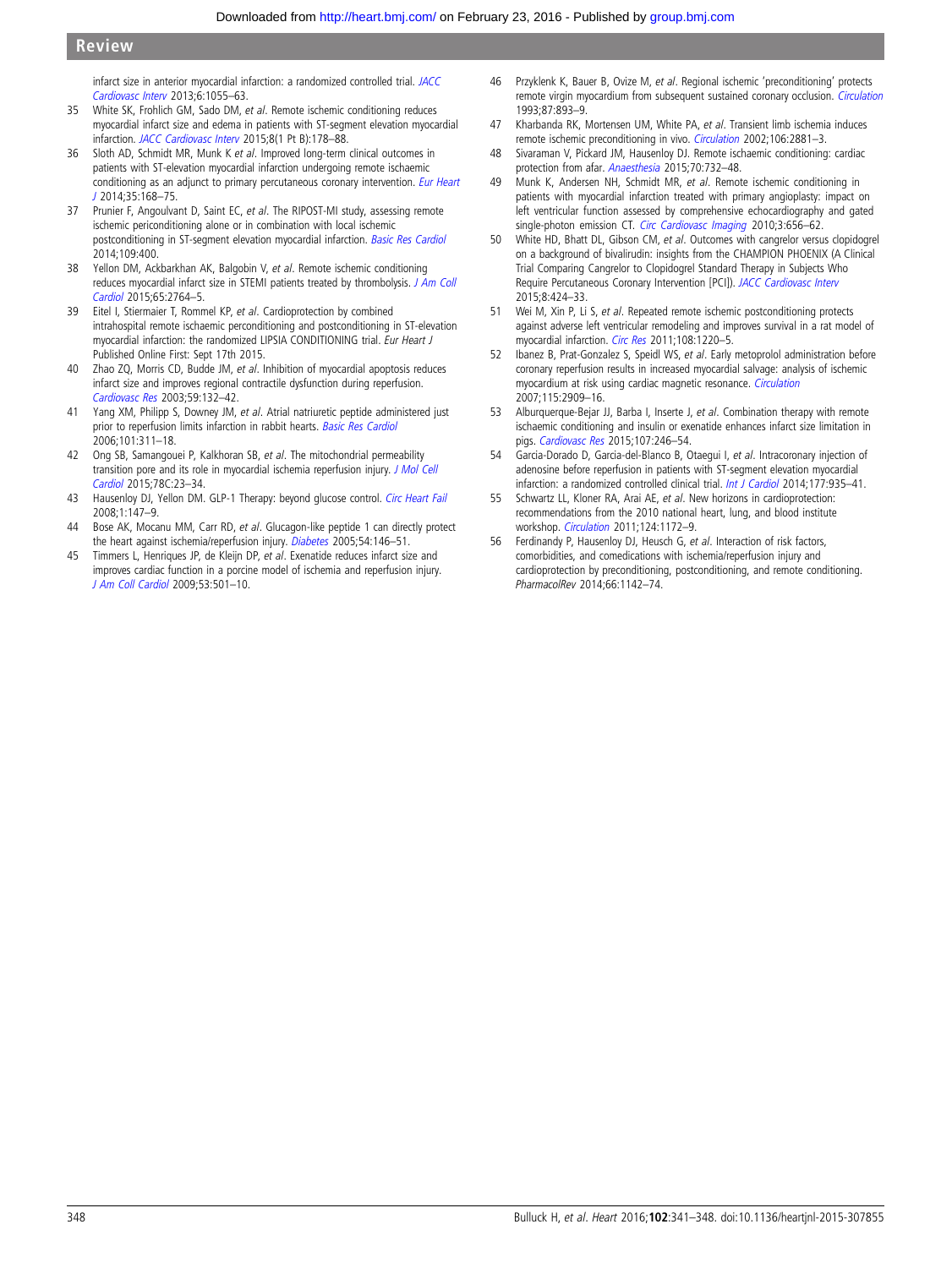infarct size in anterior myocardial infarction: a randomized controlled trial. *JACC Cardiovasc Interv* 2013;6:1055–63.

35 White SK, Frohlich GM, Sado DM, *et al*. Remote ischemic conditioning reduces myocardial infarct size and edema in patients with ST-segment elevation myocardial infarction. *JACC Cardiovasc Interv* 2015;8(1 Pt B):178–88.

36 Sloth AD, Schmidt MR, Munk K *et al*. Improved long-term clinical outcomes in patients with ST-elevation myocardial infarction undergoing remote ischaemic conditioning as an adjunct to primary percutaneous coronary intervention. *Eur Heart J* 2014;35:168–75.

37 Prunier F, Angoulvant D, Saint EC, *et al*. The RIPOST-MI study, assessing remote ischemic perconditioning alone or in combination with local ischemic postconditioning in ST-segment elevation myocardial infarction. *Basic Res Cardiol* 2014;109:400.

38 Yellon DM, Ackbarkhan AK, Balgobin V, *et al*. Remote ischemic conditioning reduces myocardial infarct size in STEMI patients treated by thrombolysis. *J Am Coll Cardiol* 2015;65:2764–5.

39 Eitel I, Stiermaier T, Rommel KP, *et al*. Cardioprotection by combined intrahospital remote ischaemic perconditioning and postconditioning in ST-elevation myocardial infarction: the randomized LIPSIA CONDITIONING trial. *Eur Heart J* Published Online First: Sept 17th 2015.

40 Zhao ZQ, Morris CD, Budde JM, *et al*. Inhibition of myocardial apoptosis reduces infarct size and improves regional contractile dysfunction during reperfusion. *Cardiovasc Res* 2003;59:132–42.

41 Yang XM, Philipp S, Downey JM, *et al*. Atrial natriuretic peptide administered just prior to reperfusion limits infarction in rabbit hearts. *Basic Res Cardiol* 2006;101:311–18.

42 Ong SB, Samangouei P, Kalkhoran SB, *et al*. The mitochondrial permeability transition pore and its role in myocardial ischemia reperfusion injury. *J Mol Cell Cardiol* 2015;78C:23–34.

43 Hausenloy DJ, Yellon DM. GLP-1 Therapy: beyond glucose control. *Circ Heart Fail* 2008;1:147–9.

44 Bose AK, Mocanu MM, Carr RD, *et al*. Glucagon-like peptide 1 can directly protect the heart against ischemia/reperfusion injury. *Diabetes* 2005;54:146–51.

45 Timmers L, Henriques JP, de Kleijn DP, *et al*. Exenatide reduces infarct size and improves cardiac function in a porcine model of ischemia and reperfusion injury. *J Am Coll Cardiol* 2009;53:501–10.

46 Przyklenk K, Bauer B, Ovize M, *et al*. Regional ischemic 'preconditioning' protects remote virgin myocardium from subsequent sustained coronary occlusion. *Circulation* 1993;87:893–9.

47 Kharbanda RK, Mortensen UM, White PA, *et al*. Transient limb ischemia induces remote ischemic preconditioning in vivo. *Circulation* 2002;106:2881–3.

48 Sivaraman V, Pickard JM, Hausenloy DJ. Remote ischaemic conditioning: cardiac protection from afar. *Anaesthesia* 2015;70:732–48.

49 Munk K, Andersen NH, Schmidt MR, *et al*. Remote ischemic conditioning in patients with myocardial infarction treated with primary angioplasty: impact on left ventricular function assessed by comprehensive echocardiography and gated single-photon emission CT. *Circ Cardiovasc Imaging* 2010;3:656–62.

50 White HD, Bhatt DL, Gibson CM, *et al*. Outcomes with cangrelor versus clopidogrel on a background of bivalirudin: insights from the CHAMPION PHOENIX (A Clinical Trial Comparing Cangrelor to Clopidogrel Standard Therapy in Subjects Who Require Percutaneous Coronary Intervention [PCI]). *JACC Cardiovasc Interv* 2015;8:424–33.

51 Wei M, Xin P, Li S, *et al*. Repeated remote ischemic postconditioning protects against adverse left ventricular remodeling and improves survival in a rat model of myocardial infarction. *Circ Res* 2011;108:1220–5.

52 Ibanez B, Prat-Gonzalez S, Speidl WS, *et al*. Early metoprolol administration before coronary reperfusion results in increased myocardial salvage: analysis of ischemic myocardium at risk using cardiac magnetic resonance. *Circulation* 2007;115:2909–16.

53 Alburquerque-Bejar JJ, Barba I, Inserte J, *et al*. Combination therapy with remote ischaemic conditioning and insulin or exenatide enhances infarct size limitation in pigs. *Cardiovasc Res* 2015;107:246–54.

54 Garcia-Dorado D, Garcia-del-Blanco B, Otaegui I, *et al*. Intracoronary injection of adenosine before reperfusion in patients with ST-segment elevation myocardial infarction: a randomized controlled clinical trial. *Int J Cardiol* 2014;177:935–41.

55 Schwartz LL, Kloner RA, Arai AE, *et al*. New horizons in cardioprotection: recommendations from the 2010 national heart, lung, and blood institute workshop. *Circulation* 2011;124:1172–9.

56 Ferdinandy P, Hausenloy DJ, Heusch G, *et al*. Interaction of risk factors, comorbidities, and comedications with ischemia/reperfusion injury and cardioprotection by preconditioning, postconditioning, and remote conditioning. *PharmacolRev* 2014;66:1142–74.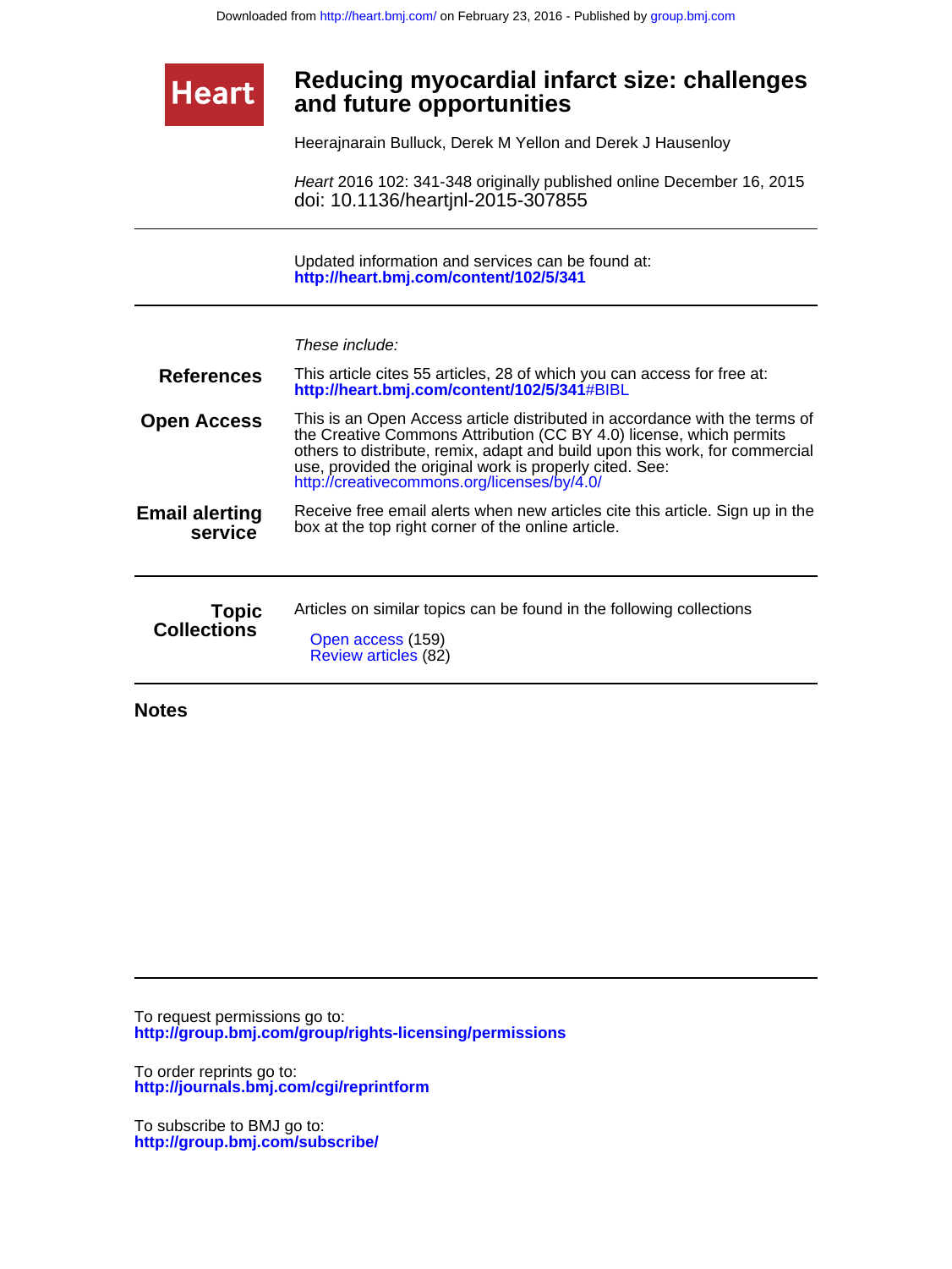Downloaded from http://heart.bmj.com/ on February 23, 2016 - Published by group.bmj.com

**Heart**

# Reducing myocardial infarct size: challenges and future opportunities

Heerajnarain Bulluck, Derek M Yellon and Derek J Hausenloy

*Heart* 2016 102: 341-348 originally published online December 16, 2015
doi: 10.1136/heartjnl-2015-307855

Updated information and services can be found at:
**http://heart.bmj.com/content/102/5/341**

*These include:*

**References**

This article cites 55 articles, 28 of which you can access for free at:
**http://heart.bmj.com/content/102/5/341**#BIBL

**Open Access**

This is an Open Access article distributed in accordance with the terms of the Creative Commons Attribution (CC BY 4.0) license, which permits others to distribute, remix, adapt and build upon this work, for commercial use, provided the original work is properly cited. See: http://creativecommons.org/licenses/by/4.0/

**Email alerting service**

Receive free email alerts when new articles cite this article. Sign up in the box at the top right corner of the online article.

**Topic Collections**

Articles on similar topics can be found in the following collections

- Open access (159)
- Review articles (82)

## Notes

To request permissions go to:
**http://group.bmj.com/group/rights-licensing/permissions**

To order reprints go to:
**http://journals.bmj.com/cgi/reprintform**

To subscribe to BMJ go to:
**http://group.bmj.com/subscribe/**